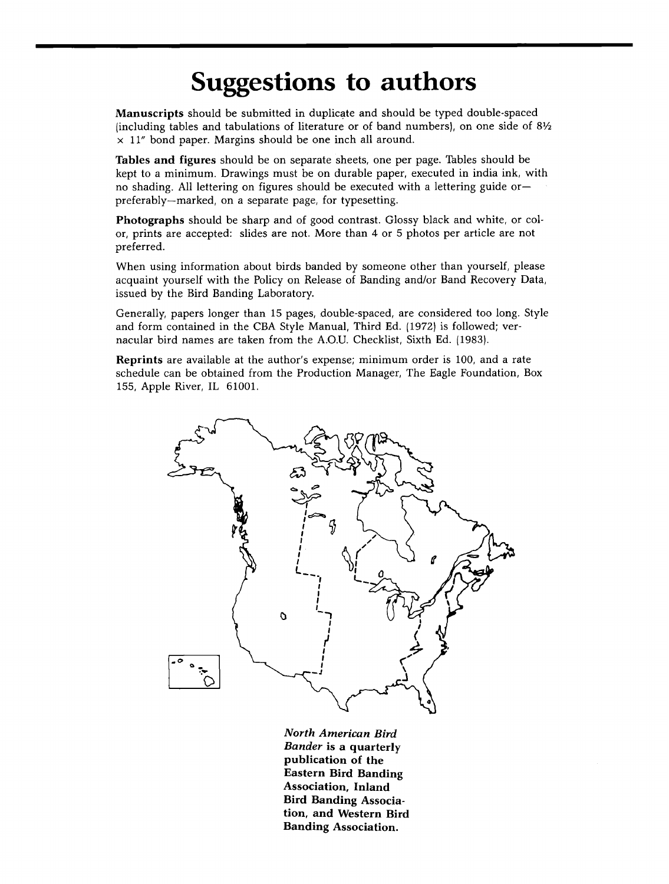# Suggestions to authors

**Manuscripts** should be submitted in duplicate and should be typed double-spaced (including tables and tabulations of literature or of band numbers), on one side of 8½ × 11″ bond paper. Margins should be one inch all around.

**Tables and figures** should be on separate sheets, one per page. Tables should be kept to a minimum. Drawings must be on durable paper, executed in india ink, with no shading. All lettering on figures should be executed with a lettering guide or—preferably—marked, on a separate page, for typesetting.

**Photographs** should be sharp and of good contrast. Glossy black and white, or color, prints are accepted: slides are not. More than 4 or 5 photos per article are not preferred.

When using information about birds banded by someone other than yourself, please acquaint yourself with the Policy on Release of Banding and/or Band Recovery Data, issued by the Bird Banding Laboratory.

Generally, papers longer than 15 pages, double-spaced, are considered too long. Style and form contained in the CBA Style Manual, Third Ed. (1972) is followed; vernacular bird names are taken from the A.O.U. Checklist, Sixth Ed. (1983).

**Reprints** are available at the author's expense; minimum order is 100, and a rate schedule can be obtained from the Production Manager, The Eagle Foundation, Box 155, Apple River, IL 61001.

***North American Bird Bander*** **is a quarterly publication of the Eastern Bird Banding Association, Inland Bird Banding Association, and Western Bird Banding Association.**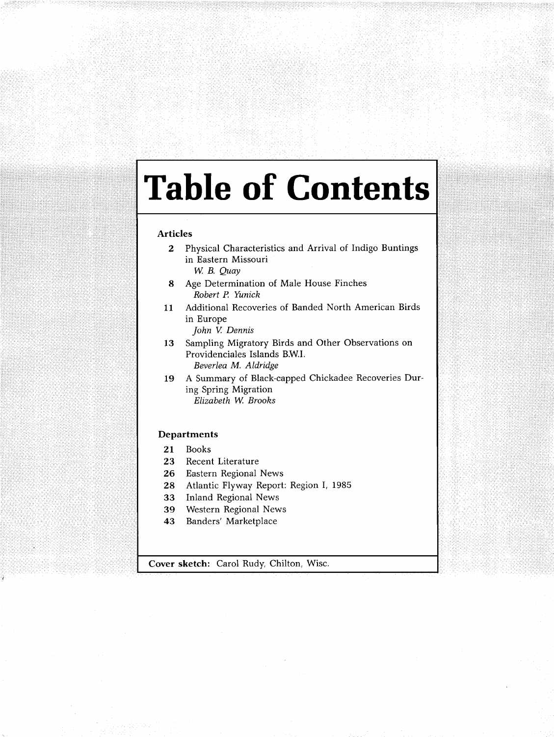# Table of Contents

## Articles

**2** Physical Characteristics and Arrival of Indigo Buntings in Eastern Missouri
*W. B. Quay*

**8** Age Determination of Male House Finches
*Robert P. Yunick*

**11** Additional Recoveries of Banded North American Birds in Europe
*John V. Dennis*

**13** Sampling Migratory Birds and Other Observations on Providenciales Islands B.W.I.
*Beverlea M. Aldridge*

**19** A Summary of Black-capped Chickadee Recoveries During Spring Migration
*Elizabeth W. Brooks*

## Departments

**21** Books
**23** Recent Literature
**26** Eastern Regional News
**28** Atlantic Flyway Report: Region I, 1985
**33** Inland Regional News
**39** Western Regional News
**43** Banders' Marketplace

**Cover sketch:** Carol Rudy, Chilton, Wisc.